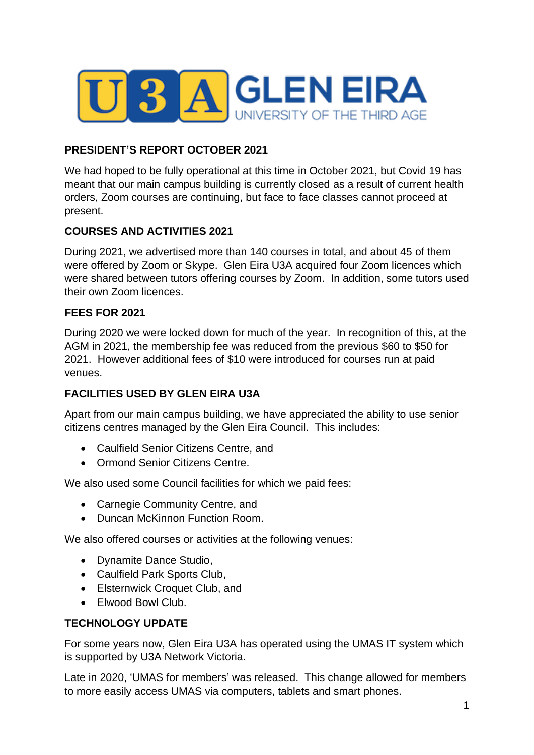# U3A GLEN EIRA

UNIVERSITY OF THE THIRD AGE

## PRESIDENT'S REPORT OCTOBER 2021

We had hoped to be fully operational at this time in October 2021, but Covid 19 has meant that our main campus building is currently closed as a result of current health orders, Zoom courses are continuing, but face to face classes cannot proceed at present.

### COURSES AND ACTIVITIES 2021

During 2021, we advertised more than 140 courses in total, and about 45 of them were offered by Zoom or Skype. Glen Eira U3A acquired four Zoom licences which were shared between tutors offering courses by Zoom. In addition, some tutors used their own Zoom licences.

### FEES FOR 2021

During 2020 we were locked down for much of the year. In recognition of this, at the AGM in 2021, the membership fee was reduced from the previous $60 to $50 for 2021. However additional fees of $10 were introduced for courses run at paid venues.

### FACILITIES USED BY GLEN EIRA U3A

Apart from our main campus building, we have appreciated the ability to use senior citizens centres managed by the Glen Eira Council. This includes:

- Caulfield Senior Citizens Centre, and
- Ormond Senior Citizens Centre.

We also used some Council facilities for which we paid fees:

- Carnegie Community Centre, and
- Duncan McKinnon Function Room.

We also offered courses or activities at the following venues:

- Dynamite Dance Studio,
- Caulfield Park Sports Club,
- Elsternwick Croquet Club, and
- Elwood Bowl Club.

### TECHNOLOGY UPDATE

For some years now, Glen Eira U3A has operated using the UMAS IT system which is supported by U3A Network Victoria.

Late in 2020, 'UMAS for members' was released. This change allowed for members to more easily access UMAS via computers, tablets and smart phones.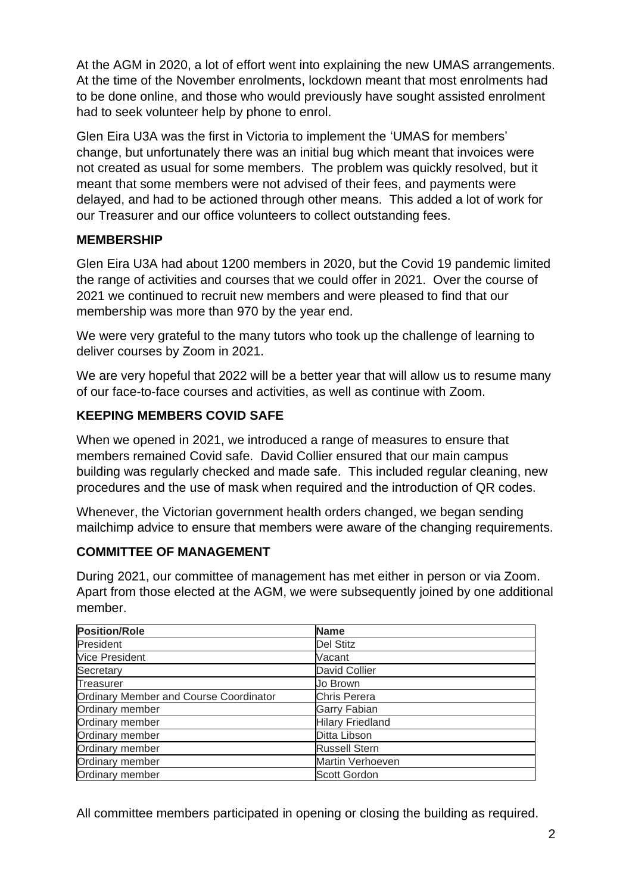At the AGM in 2020, a lot of effort went into explaining the new UMAS arrangements. At the time of the November enrolments, lockdown meant that most enrolments had to be done online, and those who would previously have sought assisted enrolment had to seek volunteer help by phone to enrol.

Glen Eira U3A was the first in Victoria to implement the 'UMAS for members' change, but unfortunately there was an initial bug which meant that invoices were not created as usual for some members. The problem was quickly resolved, but it meant that some members were not advised of their fees, and payments were delayed, and had to be actioned through other means. This added a lot of work for our Treasurer and our office volunteers to collect outstanding fees.

## MEMBERSHIP

Glen Eira U3A had about 1200 members in 2020, but the Covid 19 pandemic limited the range of activities and courses that we could offer in 2021. Over the course of 2021 we continued to recruit new members and were pleased to find that our membership was more than 970 by the year end.

We were very grateful to the many tutors who took up the challenge of learning to deliver courses by Zoom in 2021.

We are very hopeful that 2022 will be a better year that will allow us to resume many of our face-to-face courses and activities, as well as continue with Zoom.

## KEEPING MEMBERS COVID SAFE

When we opened in 2021, we introduced a range of measures to ensure that members remained Covid safe. David Collier ensured that our main campus building was regularly checked and made safe. This included regular cleaning, new procedures and the use of mask when required and the introduction of QR codes.

Whenever, the Victorian government health orders changed, we began sending mailchimp advice to ensure that members were aware of the changing requirements.

## COMMITTEE OF MANAGEMENT

During 2021, our committee of management has met either in person or via Zoom. Apart from those elected at the AGM, we were subsequently joined by one additional member.

| Position/Role | Name |
|---|---|
| President | Del Stitz |
| Vice President | Vacant |
| Secretary | David Collier |
| Treasurer | Jo Brown |
| Ordinary Member and Course Coordinator | Chris Perera |
| Ordinary member | Garry Fabian |
| Ordinary member | Hilary Friedland |
| Ordinary member | Ditta Libson |
| Ordinary member | Russell Stern |
| Ordinary member | Martin Verhoeven |
| Ordinary member | Scott Gordon |

All committee members participated in opening or closing the building as required.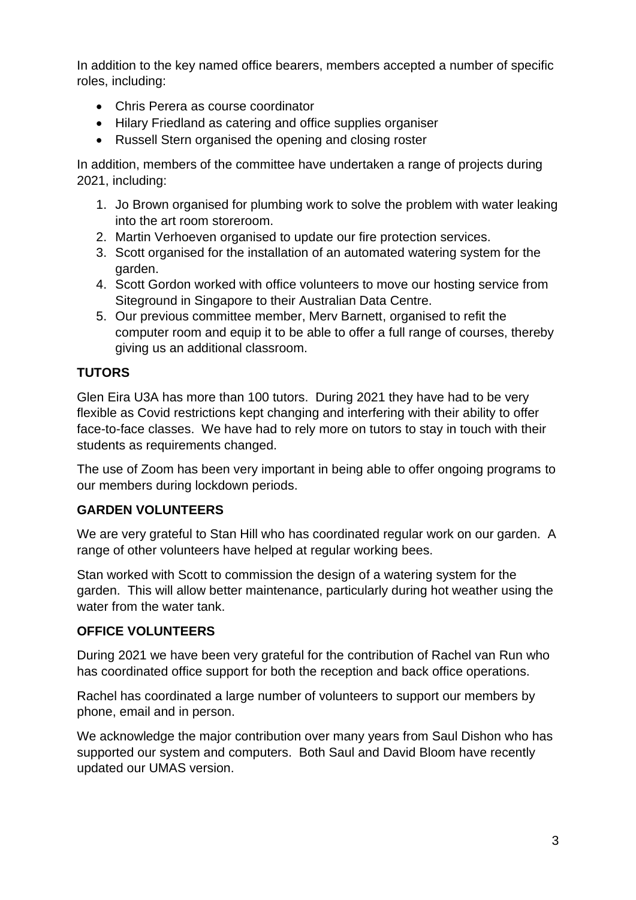In addition to the key named office bearers, members accepted a number of specific roles, including:

- Chris Perera as course coordinator
- Hilary Friedland as catering and office supplies organiser
- Russell Stern organised the opening and closing roster

In addition, members of the committee have undertaken a range of projects during 2021, including:

1. Jo Brown organised for plumbing work to solve the problem with water leaking into the art room storeroom.
2. Martin Verhoeven organised to update our fire protection services.
3. Scott organised for the installation of an automated watering system for the garden.
4. Scott Gordon worked with office volunteers to move our hosting service from Siteground in Singapore to their Australian Data Centre.
5. Our previous committee member, Merv Barnett, organised to refit the computer room and equip it to be able to offer a full range of courses, thereby giving us an additional classroom.

**TUTORS**

Glen Eira U3A has more than 100 tutors. During 2021 they have had to be very flexible as Covid restrictions kept changing and interfering with their ability to offer face-to-face classes. We have had to rely more on tutors to stay in touch with their students as requirements changed.

The use of Zoom has been very important in being able to offer ongoing programs to our members during lockdown periods.

**GARDEN VOLUNTEERS**

We are very grateful to Stan Hill who has coordinated regular work on our garden. A range of other volunteers have helped at regular working bees.

Stan worked with Scott to commission the design of a watering system for the garden. This will allow better maintenance, particularly during hot weather using the water from the water tank.

**OFFICE VOLUNTEERS**

During 2021 we have been very grateful for the contribution of Rachel van Run who has coordinated office support for both the reception and back office operations.

Rachel has coordinated a large number of volunteers to support our members by phone, email and in person.

We acknowledge the major contribution over many years from Saul Dishon who has supported our system and computers. Both Saul and David Bloom have recently updated our UMAS version.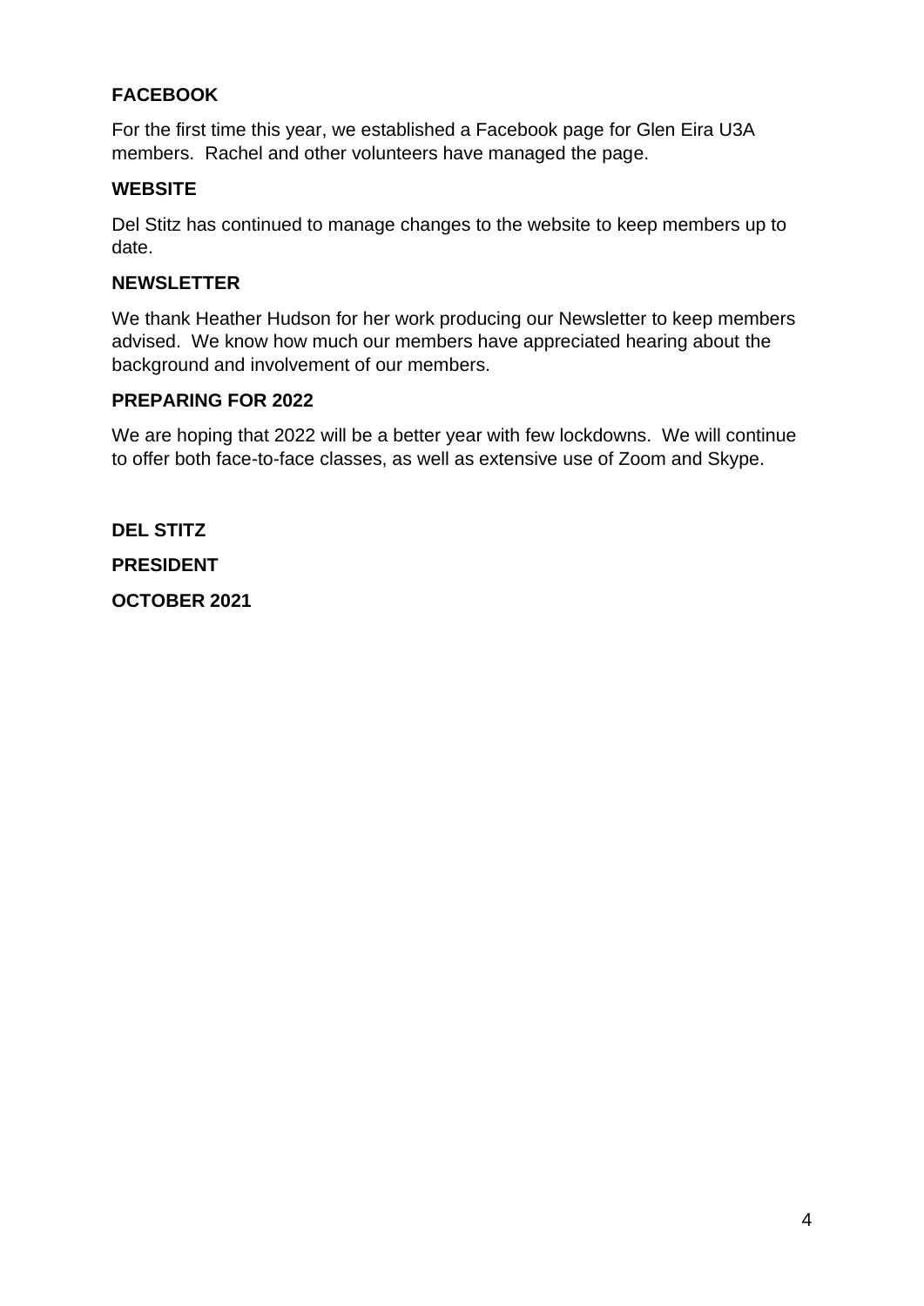## FACEBOOK

For the first time this year, we established a Facebook page for Glen Eira U3A members. Rachel and other volunteers have managed the page.

## WEBSITE

Del Stitz has continued to manage changes to the website to keep members up to date.

## NEWSLETTER

We thank Heather Hudson for her work producing our Newsletter to keep members advised. We know how much our members have appreciated hearing about the background and involvement of our members.

## PREPARING FOR 2022

We are hoping that 2022 will be a better year with few lockdowns. We will continue to offer both face-to-face classes, as well as extensive use of Zoom and Skype.

**DEL STITZ**

**PRESIDENT**

**OCTOBER 2021**